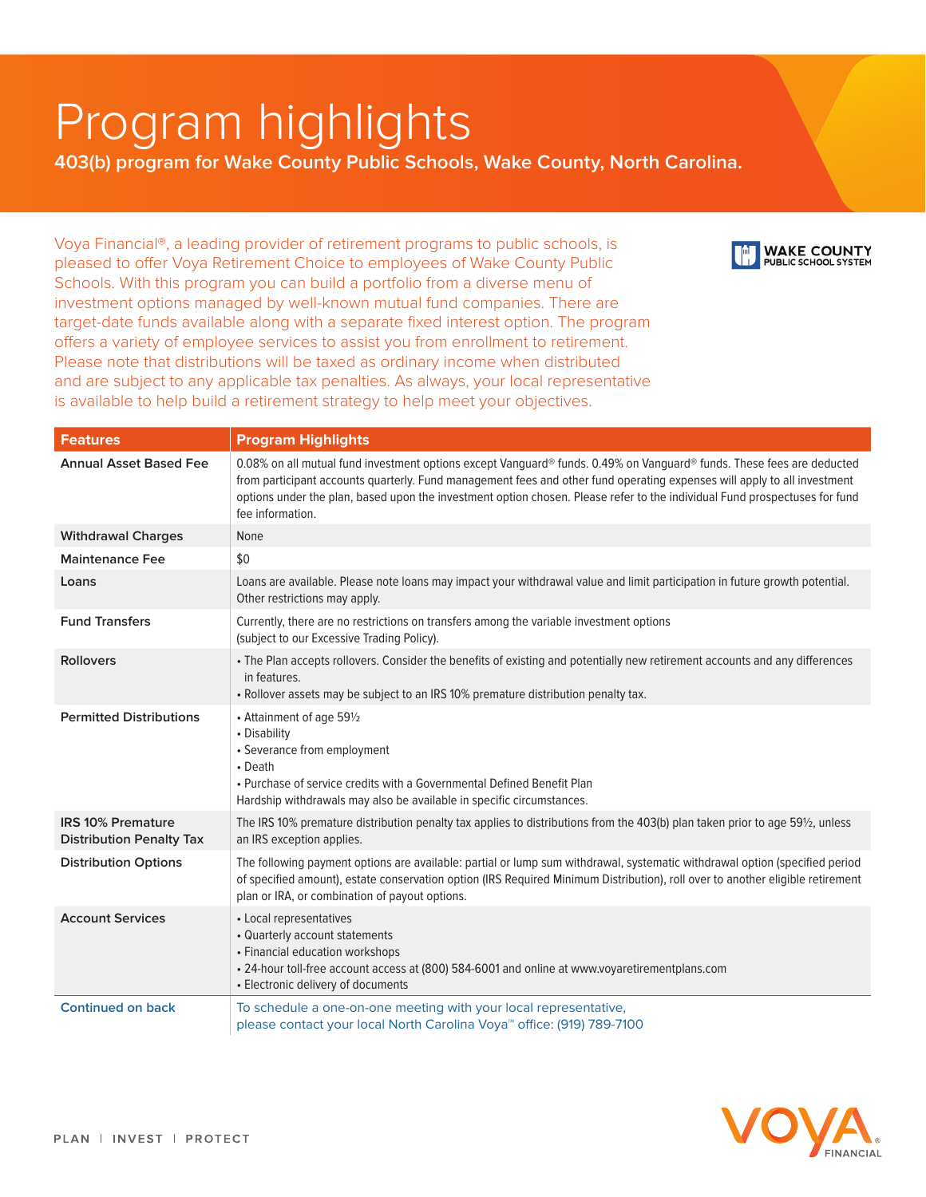# Program highlights

**403(b) program for Wake County Public Schools, Wake County, North Carolina.**

WAKE COUNTY PUBLIC SCHOOL SYSTEM

Voya Financial®, a leading provider of retirement programs to public schools, is pleased to offer Voya Retirement Choice to employees of Wake County Public Schools. With this program you can build a portfolio from a diverse menu of investment options managed by well-known mutual fund companies. There are target-date funds available along with a separate fixed interest option. The program offers a variety of employee services to assist you from enrollment to retirement. Please note that distributions will be taxed as ordinary income when distributed and are subject to any applicable tax penalties. As always, your local representative is available to help build a retirement strategy to help meet your objectives.

| Features | Program Highlights |
|---|---|
| **Annual Asset Based Fee** | 0.08% on all mutual fund investment options except Vanguard® funds. 0.49% on Vanguard® funds. These fees are deducted from participant accounts quarterly. Fund management fees and other fund operating expenses will apply to all investment options under the plan, based upon the investment option chosen. Please refer to the individual Fund prospectuses for fund fee information. |
| **Withdrawal Charges** | None |
| **Maintenance Fee** | $0 |
| **Loans** | Loans are available. Please note loans may impact your withdrawal value and limit participation in future growth potential. Other restrictions may apply. |
| **Fund Transfers** | Currently, there are no restrictions on transfers among the variable investment options (subject to our Excessive Trading Policy). |
| **Rollovers** | • The Plan accepts rollovers. Consider the benefits of existing and potentially new retirement accounts and any differences in features.<br>• Rollover assets may be subject to an IRS 10% premature distribution penalty tax. |
| **Permitted Distributions** | • Attainment of age 59½<br>• Disability<br>• Severance from employment<br>• Death<br>• Purchase of service credits with a Governmental Defined Benefit Plan<br>Hardship withdrawals may also be available in specific circumstances. |
| **IRS 10% Premature Distribution Penalty Tax** | The IRS 10% premature distribution penalty tax applies to distributions from the 403(b) plan taken prior to age 59½, unless an IRS exception applies. |
| **Distribution Options** | The following payment options are available: partial or lump sum withdrawal, systematic withdrawal option (specified period of specified amount), estate conservation option (IRS Required Minimum Distribution), roll over to another eligible retirement plan or IRA, or combination of payout options. |
| **Account Services** | • Local representatives<br>• Quarterly account statements<br>• Financial education workshops<br>• 24-hour toll-free account access at (800) 584-6001 and online at www.voyaretirementplans.com<br>• Electronic delivery of documents |
| **Continued on back** | To schedule a one-on-one meeting with your local representative, please contact your local North Carolina Voya™ office: (919) 789-7100 |

PLAN | INVEST | PROTECT

VOYA® FINANCIAL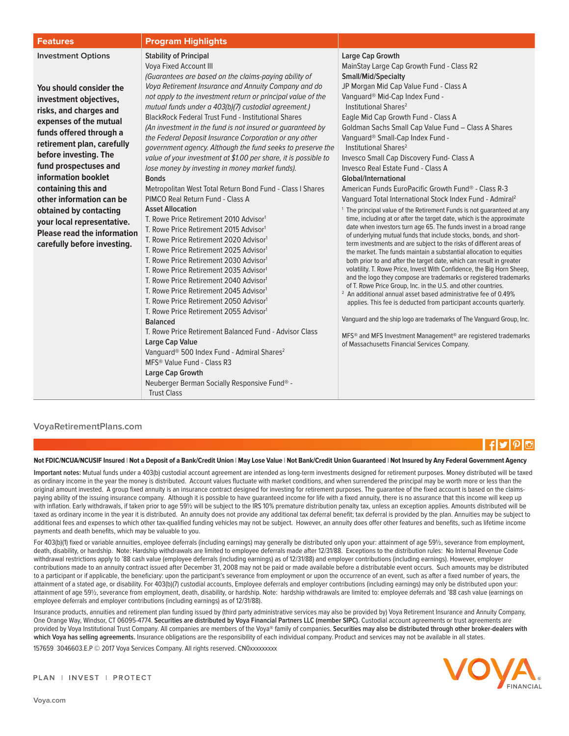| Features | Program Highlights | |
|---|---|---|
| Investment Options<br><br>**You should consider the investment objectives, risks, and charges and expenses of the mutual funds offered through a retirement plan, carefully before investing. The fund prospectuses and information booklet containing this and other information can be obtained by contacting your local representative. Please read the information carefully before investing.** | **Stability of Principal**<br>Voya Fixed Account III<br>*(Guarantees are based on the claims-paying ability of Voya Retirement Insurance and Annuity Company and do not apply to the investment return or principal value of the mutual funds under a 403(b)(7) custodial agreement.)*<br>BlackRock Federal Trust Fund - Institutional Shares<br>*(An investment in the fund is not insured or guaranteed by the Federal Deposit Insurance Corporation or any other government agency. Although the fund seeks to preserve the value of your investment at $1.00 per share, it is possible to lose money by investing in money market funds).*<br>**Bonds**<br>Metropolitan West Total Return Bond Fund - Class I Shares<br>PIMCO Real Return Fund - Class A<br>**Asset Allocation**<br>T. Rowe Price Retirement 2010 Advisor[1]<br>T. Rowe Price Retirement 2015 Advisor[1]<br>T. Rowe Price Retirement 2020 Advisor[1]<br>T. Rowe Price Retirement 2025 Advisor[1]<br>T. Rowe Price Retirement 2030 Advisor[1]<br>T. Rowe Price Retirement 2035 Advisor[1]<br>T. Rowe Price Retirement 2040 Advisor[1]<br>T. Rowe Price Retirement 2045 Advisor[1]<br>T. Rowe Price Retirement 2050 Advisor[1]<br>T. Rowe Price Retirement 2055 Advisor[1]<br>**Balanced**<br>T. Rowe Price Retirement Balanced Fund - Advisor Class<br>**Large Cap Value**<br>Vanguard® 500 Index Fund - Admiral Shares[2]<br>MFS® Value Fund - Class R3<br>**Large Cap Growth**<br>Neuberger Berman Socially Responsive Fund® - Trust Class | **Large Cap Growth**<br>MainStay Large Cap Growth Fund - Class R2<br>**Small/Mid/Specialty**<br>JP Morgan Mid Cap Value Fund - Class A<br>Vanguard® Mid-Cap Index Fund - Institutional Shares[2]<br>Eagle Mid Cap Growth Fund - Class A<br>Goldman Sachs Small Cap Value Fund – Class A Shares<br>Vanguard® Small-Cap Index Fund - Institutional Shares[2]<br>Invesco Small Cap Discovery Fund- Class A<br>Invesco Real Estate Fund - Class A<br>**Global/International**<br>American Funds EuroPacific Growth Fund® - Class R-3<br>Vanguard Total International Stock Index Fund - Admiral[2]<br><br>[1] The principal value of the Retirement Funds is not guaranteed at any time, including at or after the target date, which is the approximate date when investors turn age 65. The funds invest in a broad range of underlying mutual funds that include stocks, bonds, and short-term investments and are subject to the risks of different areas of the market. The funds maintain a substantial allocation to equities both prior to and after the target date, which can result in greater volatility. T. Rowe Price, Invest With Confidence, the Big Horn Sheep, and the logo they compose are trademarks or registered trademarks of T. Rowe Price Group, Inc. in the U.S. and other countries.<br>[2] An additional annual asset based administrative fee of 0.49% applies. This fee is deducted from participant accounts quarterly.<br><br>Vanguard and the ship logo are trademarks of The Vanguard Group, Inc.<br><br>MFS® and MFS Investment Management® are registered trademarks of Massachusetts Financial Services Company. |

VoyaRetirementPlans.com

**Not FDIC/NCUA/NCUSIF Insured | Not a Deposit of a Bank/Credit Union | May Lose Value | Not Bank/Credit Union Guaranteed | Not Insured by Any Federal Government Agency**

**Important notes:** Mutual funds under a 403(b) custodial account agreement are intended as long-term investments designed for retirement purposes. Money distributed will be taxed as ordinary income in the year the money is distributed. Account values fluctuate with market conditions, and when surrendered the principal may be worth more or less than the original amount invested. A group fixed annuity is an insurance contract designed for investing for retirement purposes. The guarantee of the fixed account is based on the claims-paying ability of the issuing insurance company. Although it is possible to have guaranteed income for life with a fixed annuity, there is no assurance that this income will keep up with inflation. Early withdrawals, if taken prior to age 59½ will be subject to the IRS 10% premature distribution penalty tax, unless an exception applies. Amounts distributed will be taxed as ordinary income in the year it is distributed. An annuity does not provide any additional tax deferral benefit; tax deferral is provided by the plan. Annuities may be subject to additional fees and expenses to which other tax-qualified funding vehicles may not be subject. However, an annuity does offer other features and benefits, such as lifetime income payments and death benefits, which may be valuable to you.

For 403(b)(1) fixed or variable annuities, employee deferrals (including earnings) may generally be distributed only upon your: attainment of age 59½, severance from employment, death, disability, or hardship. Note: Hardship withdrawals are limited to employee deferrals made after 12/31/88. Exceptions to the distribution rules: No Internal Revenue Code withdrawal restrictions apply to '88 cash value (employee deferrals (including earnings) as of 12/31/88) and employer contributions (including earnings). However, employer contributions made to an annuity contract issued after December 31, 2008 may not be paid or made available before a distributable event occurs. Such amounts may be distributed to a participant or if applicable, the beneficiary: upon the participant's severance from employment or upon the occurrence of an event, such as after a fixed number of years, the attainment of a stated age, or disability. For 403(b)(7) custodial accounts, Employee deferrals and employer contributions (including earnings) may only be distributed upon your: attainment of age 59½, severance from employment, death, disability, or hardship. Note: hardship withdrawals are limited to: employee deferrals and '88 cash value (earnings on employee deferrals and employer contributions (including earnings) as of 12/31/88).

Insurance products, annuities and retirement plan funding issued by (third party administrative services may also be provided by) Voya Retirement Insurance and Annuity Company, One Orange Way, Windsor, CT 06095-4774. **Securities are distributed by Voya Financial Partners LLC (member SIPC).** Custodial account agreements or trust agreements are provided by Voya Institutional Trust Company. All companies are members of the Voya® family of companies. **Securities may also be distributed through other broker-dealers with which Voya has selling agreements.** Insurance obligations are the responsibility of each individual company. Product and services may not be available in all states.

157659 3046603.E.P © 2017 Voya Services Company. All rights reserved. CN0xxxxxxxxx

PLAN | INVEST | PROTECT

VOYA FINANCIAL

Voya.com